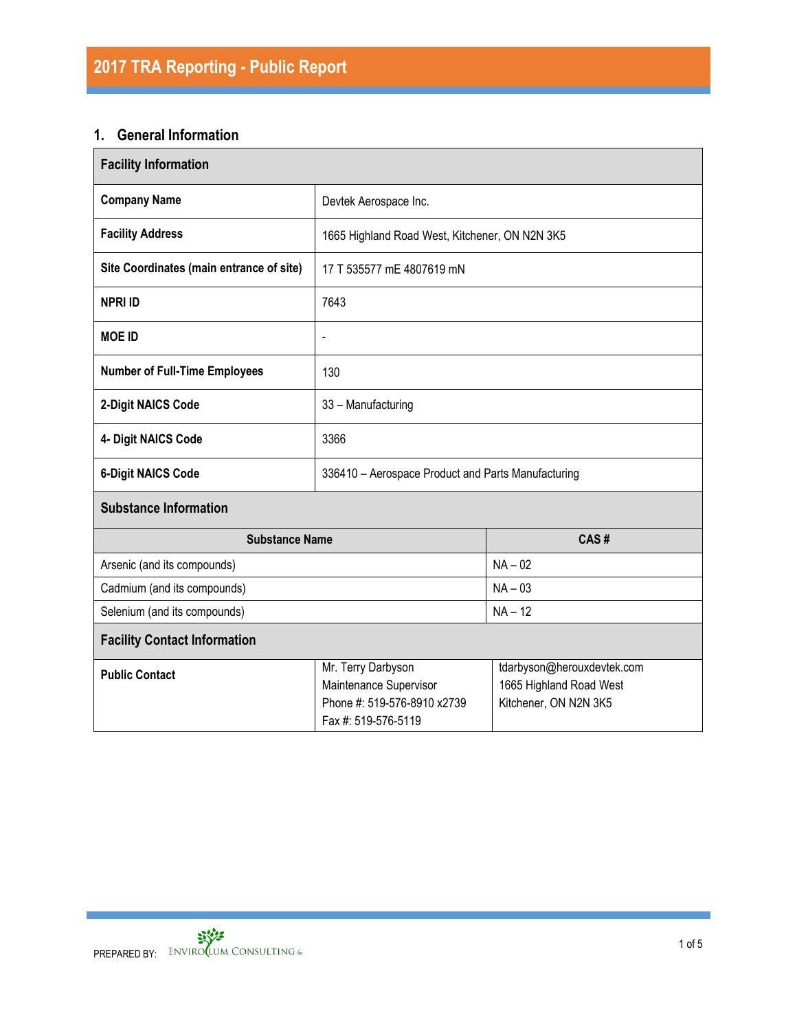# 2017 TRA Reporting - Public Report

## 1. General Information

| Facility Information | |
|---|---|
| **Company Name** | Devtek Aerospace Inc. |
| **Facility Address** | 1665 Highland Road West, Kitchener, ON N2N 3K5 |
| **Site Coordinates (main entrance of site)** | 17 T 535577 mE 4807619 mN |
| **NPRI ID** | 7643 |
| **MOE ID** | - |
| **Number of Full-Time Employees** | 130 |
| **2-Digit NAICS Code** | 33 – Manufacturing |
| **4- Digit NAICS Code** | 3366 |
| **6-Digit NAICS Code** | 336410 – Aerospace Product and Parts Manufacturing |

**Substance Information**

| Substance Name | CAS # |
|---|---|
| Arsenic (and its compounds) | NA – 02 |
| Cadmium (and its compounds) | NA – 03 |
| Selenium (and its compounds) | NA – 12 |

**Facility Contact Information**

| | | |
|---|---|---|
| **Public Contact** | Mr. Terry Darbyson<br>Maintenance Supervisor<br>Phone #: 519-576-8910 x2739<br>Fax #: 519-576-5119 | tdarbyson@herouxdevtek.com<br>1665 Highland Road West<br>Kitchener, ON N2N 3K5 |

PREPARED BY: ENVIROCLUM CONSULTING Inc.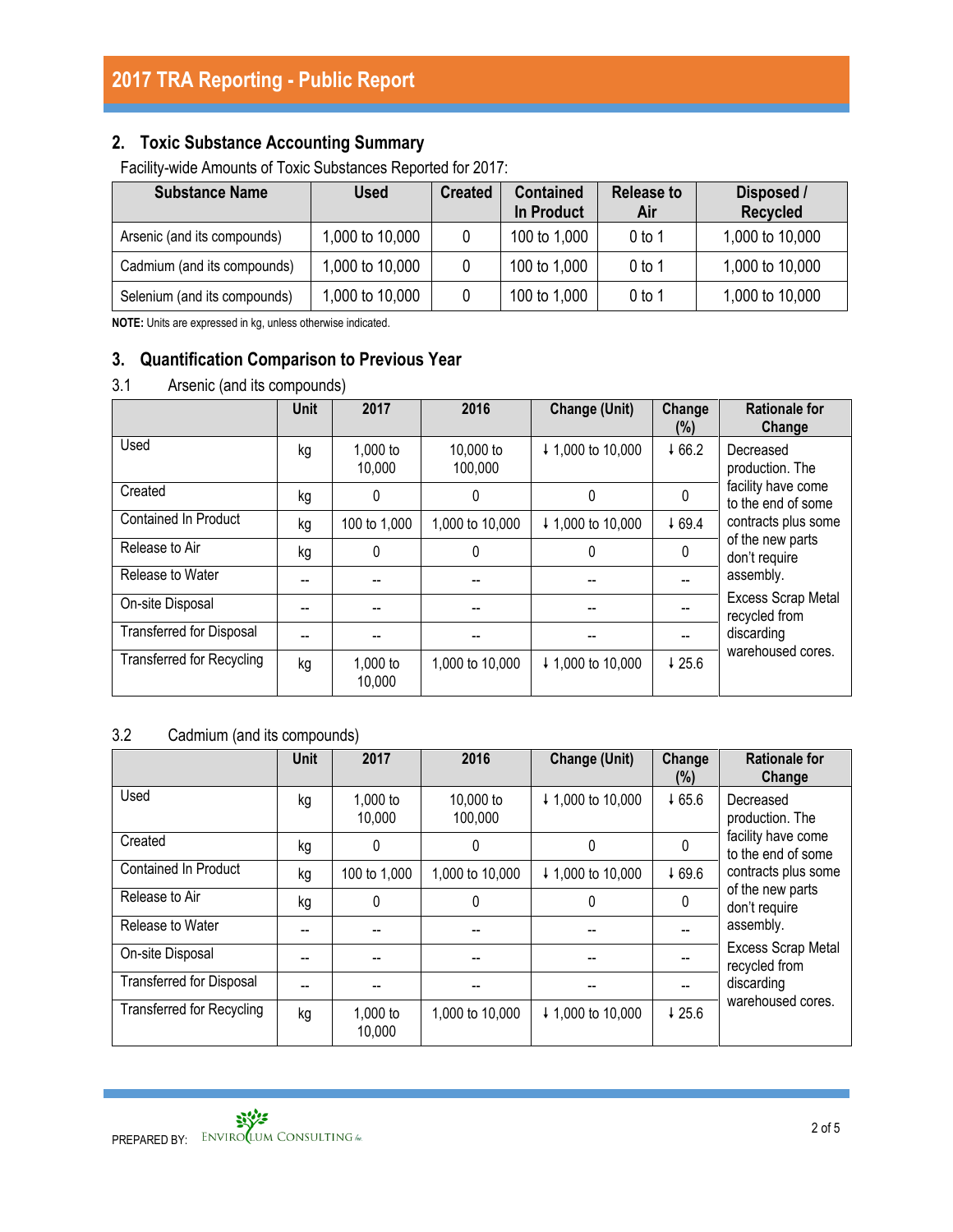## 2. Toxic Substance Accounting Summary

Facility-wide Amounts of Toxic Substances Reported for 2017:

| Substance Name | Used | Created | Contained In Product | Release to Air | Disposed / Recycled |
|---|---|---|---|---|---|
| Arsenic (and its compounds) | 1,000 to 10,000 | 0 | 100 to 1,000 | 0 to 1 | 1,000 to 10,000 |
| Cadmium (and its compounds) | 1,000 to 10,000 | 0 | 100 to 1,000 | 0 to 1 | 1,000 to 10,000 |
| Selenium (and its compounds) | 1,000 to 10,000 | 0 | 100 to 1,000 | 0 to 1 | 1,000 to 10,000 |

**NOTE:** Units are expressed in kg, unless otherwise indicated.

## 3. Quantification Comparison to Previous Year

### 3.1 Arsenic (and its compounds)

| | Unit | 2017 | 2016 | Change (Unit) | Change (%) | Rationale for Change |
|---|---|---|---|---|---|---|
| Used | kg | 1,000 to 10,000 | 10,000 to 100,000 | ↓ 1,000 to 10,000 | ↓ 66.2 | Decreased production. The facility have come to the end of some contracts plus some of the new parts don't require assembly. |
| Created | kg | 0 | 0 | 0 | 0 | |
| Contained In Product | kg | 100 to 1,000 | 1,000 to 10,000 | ↓ 1,000 to 10,000 | ↓ 69.4 | |
| Release to Air | kg | 0 | 0 | 0 | 0 | |
| Release to Water | -- | -- | -- | -- | -- | Excess Scrap Metal recycled from discarding warehoused cores. |
| On-site Disposal | -- | -- | -- | -- | -- | |
| Transferred for Disposal | -- | -- | -- | -- | -- | |
| Transferred for Recycling | kg | 1,000 to 10,000 | 1,000 to 10,000 | ↓ 1,000 to 10,000 | ↓ 25.6 | |

### 3.2 Cadmium (and its compounds)

| | Unit | 2017 | 2016 | Change (Unit) | Change (%) | Rationale for Change |
|---|---|---|---|---|---|---|
| Used | kg | 1,000 to 10,000 | 10,000 to 100,000 | ↓ 1,000 to 10,000 | ↓ 65.6 | Decreased production. The facility have come to the end of some contracts plus some of the new parts don't require assembly. |
| Created | kg | 0 | 0 | 0 | 0 | |
| Contained In Product | kg | 100 to 1,000 | 1,000 to 10,000 | ↓ 1,000 to 10,000 | ↓ 69.6 | |
| Release to Air | kg | 0 | 0 | 0 | 0 | |
| Release to Water | -- | -- | -- | -- | -- | Excess Scrap Metal recycled from discarding warehoused cores. |
| On-site Disposal | -- | -- | -- | -- | -- | |
| Transferred for Disposal | -- | -- | -- | -- | -- | |
| Transferred for Recycling | kg | 1,000 to 10,000 | 1,000 to 10,000 | ↓ 1,000 to 10,000 | ↓ 25.6 | |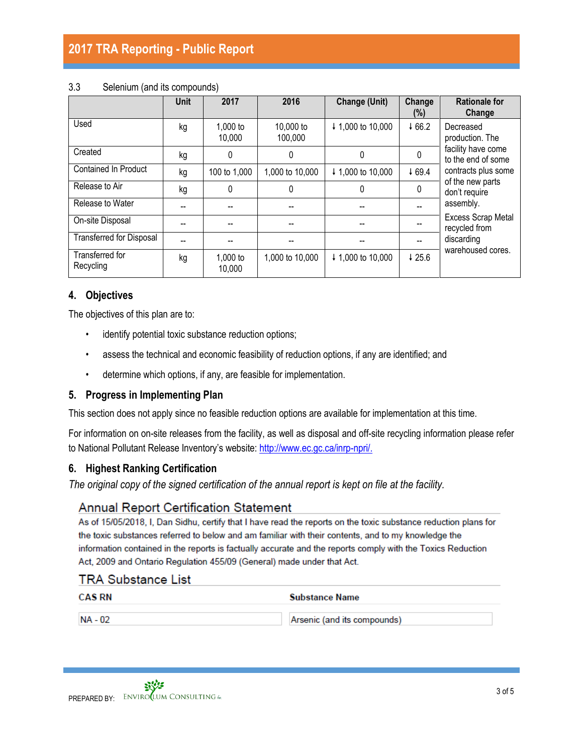3.3 Selenium (and its compounds)

| | Unit | 2017 | 2016 | Change (Unit) | Change (%) | Rationale for Change |
|---|---|---|---|---|---|---|
| Used | kg | 1,000 to 10,000 | 10,000 to 100,000 | ↓ 1,000 to 10,000 | ↓ 66.2 | Decreased production. The facility have come to the end of some contracts plus some of the new parts don't require assembly. |
| Created | kg | 0 | 0 | 0 | 0 | |
| Contained In Product | kg | 100 to 1,000 | 1,000 to 10,000 | ↓ 1,000 to 10,000 | ↓ 69.4 | |
| Release to Air | kg | 0 | 0 | 0 | 0 | |
| Release to Water | -- | -- | -- | -- | -- | |
| On-site Disposal | -- | -- | -- | -- | -- | Excess Scrap Metal recycled from discarding warehoused cores. |
| Transferred for Disposal | -- | -- | -- | -- | -- | |
| Transferred for Recycling | kg | 1,000 to 10,000 | 1,000 to 10,000 | ↓ 1,000 to 10,000 | ↓ 25.6 | |

## 4. Objectives

The objectives of this plan are to:

- identify potential toxic substance reduction options;
- assess the technical and economic feasibility of reduction options, if any are identified; and
- determine which options, if any, are feasible for implementation.

## 5. Progress in Implementing Plan

This section does not apply since no feasible reduction options are available for implementation at this time.

For information on on-site releases from the facility, as well as disposal and off-site recycling information please refer to National Pollutant Release Inventory's website: http://www.ec.gc.ca/inrp-npri/.

## 6. Highest Ranking Certification

*The original copy of the signed certification of the annual report is kept on file at the facility.*

### Annual Report Certification Statement

As of 15/05/2018, I, Dan Sidhu, certify that I have read the reports on the toxic substance reduction plans for the toxic substances referred to below and am familiar with their contents, and to my knowledge the information contained in the reports is factually accurate and the reports comply with the Toxics Reduction Act, 2009 and Ontario Regulation 455/09 (General) made under that Act.

### TRA Substance List

| CAS RN | Substance Name |
|---|---|
| NA - 02 | Arsenic (and its compounds) |

PREPARED BY: ENVIROCLUM CONSULTING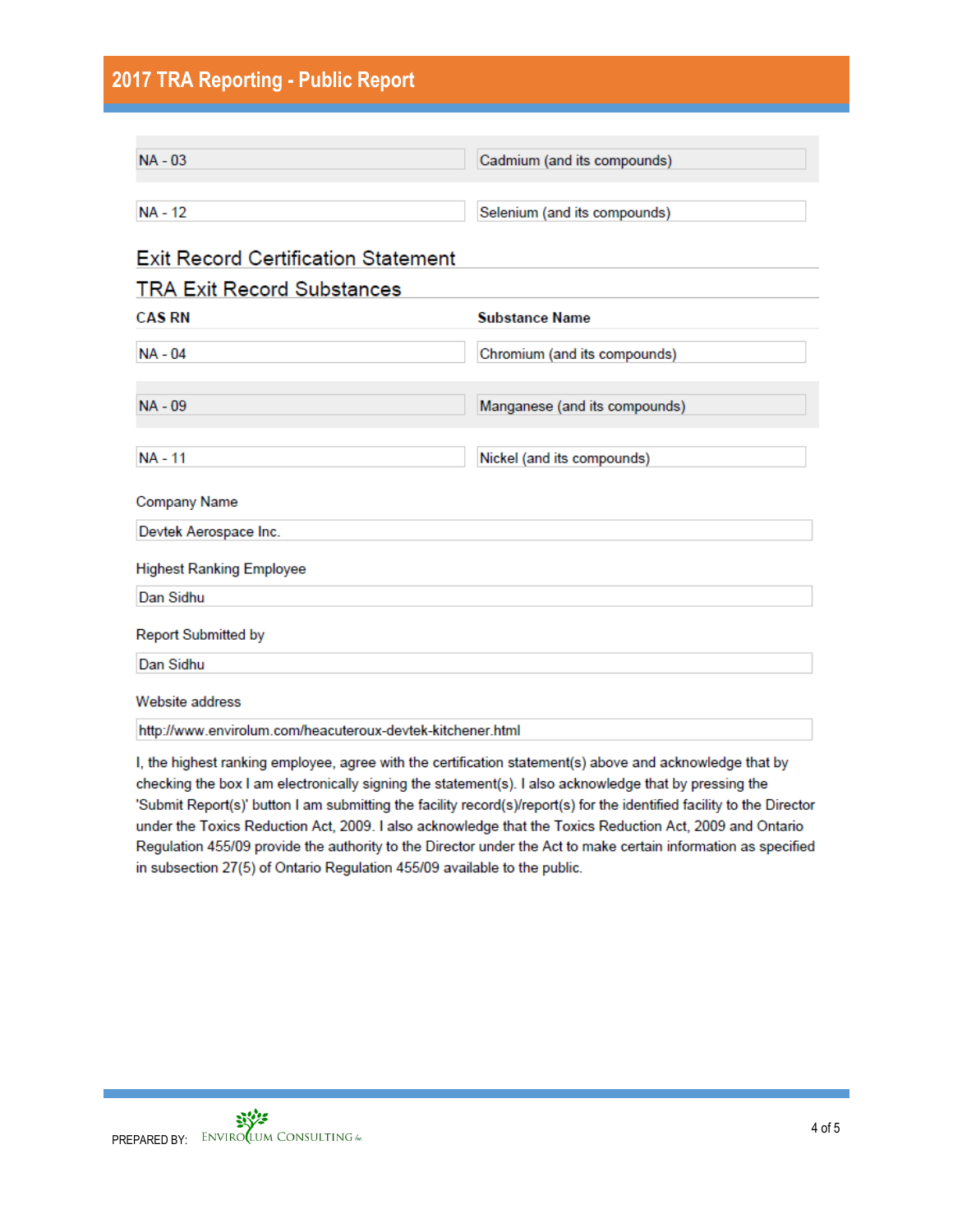| | |
|---|---|
| NA - 03 | Cadmium (and its compounds) |
| NA - 12 | Selenium (and its compounds) |

## Exit Record Certification Statement

## TRA Exit Record Substances

| CAS RN | Substance Name |
|---|---|
| NA - 04 | Chromium (and its compounds) |
| NA - 09 | Manganese (and its compounds) |
| NA - 11 | Nickel (and its compounds) |

Company Name

Devtek Aerospace Inc.

Highest Ranking Employee

Dan Sidhu

Report Submitted by

Dan Sidhu

Website address

http://www.envirolum.com/heacuteroux-devtek-kitchener.html

I, the highest ranking employee, agree with the certification statement(s) above and acknowledge that by checking the box I am electronically signing the statement(s). I also acknowledge that by pressing the 'Submit Report(s)' button I am submitting the facility record(s)/report(s) for the identified facility to the Director under the Toxics Reduction Act, 2009. I also acknowledge that the Toxics Reduction Act, 2009 and Ontario Regulation 455/09 provide the authority to the Director under the Act to make certain information as specified in subsection 27(5) of Ontario Regulation 455/09 available to the public.